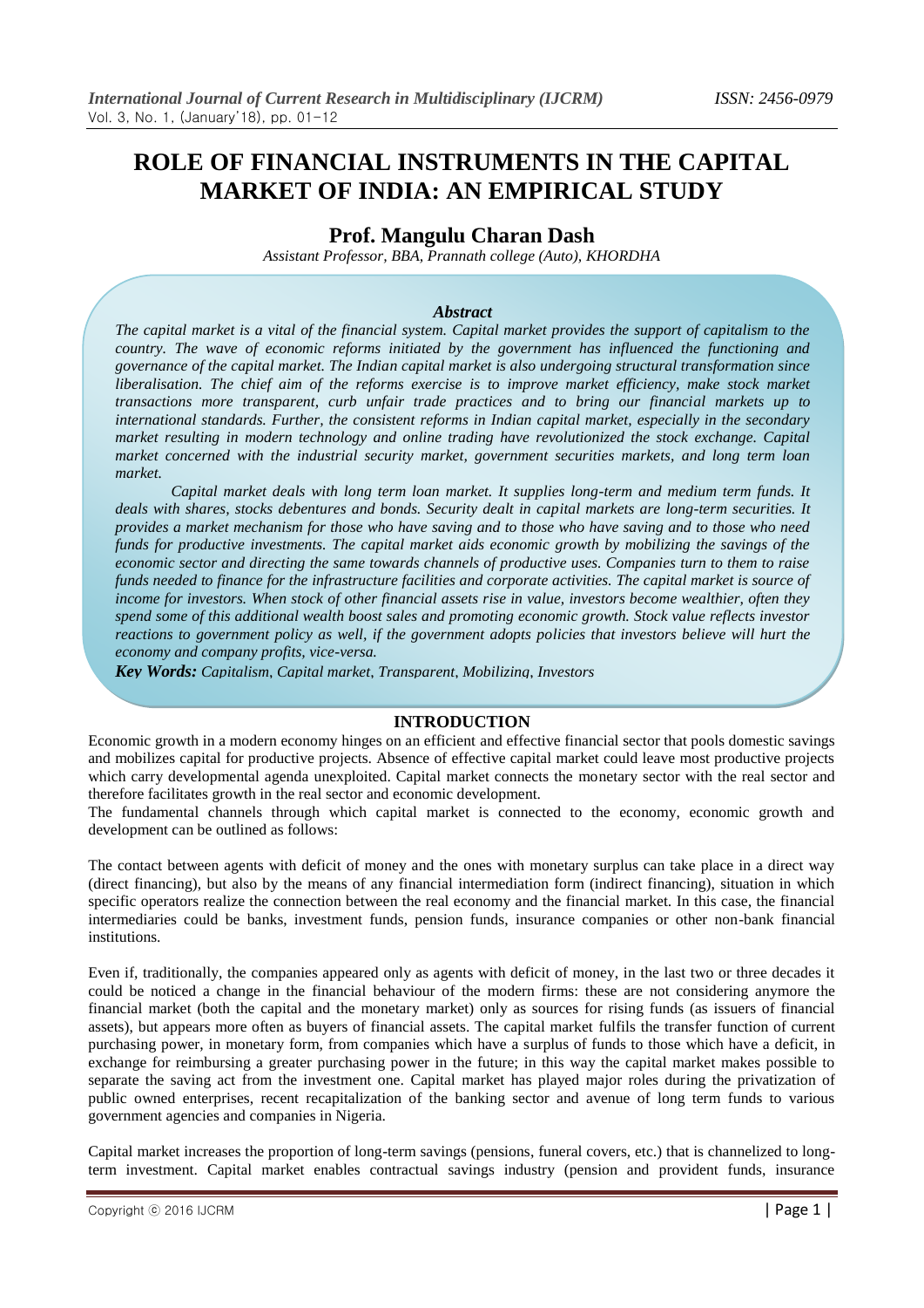# ROLE OF FINANCIAL INSTRUMENTS IN THE CAPITAL MARKET OF INDIA: AN EMPIRICAL STUDY

## Prof. Mangulu Charan Dash

*Assistant Professor, BBA, Prannath college (Auto), KHORDHA*

### *Abstract*

*The capital market is a vital of the financial system. Capital market provides the support of capitalism to the country. The wave of economic reforms initiated by the government has influenced the functioning and governance of the capital market. The Indian capital market is also undergoing structural transformation since liberalisation. The chief aim of the reforms exercise is to improve market efficiency, make stock market transactions more transparent, curb unfair trade practices and to bring our financial markets up to international standards. Further, the consistent reforms in Indian capital market, especially in the secondary market resulting in modern technology and online trading have revolutionized the stock exchange. Capital market concerned with the industrial security market, government securities markets, and long term loan market.*

*Capital market deals with long term loan market. It supplies long-term and medium term funds. It deals with shares, stocks debentures and bonds. Security dealt in capital markets are long-term securities. It provides a market mechanism for those who have saving and to those who have saving and to those who need funds for productive investments. The capital market aids economic growth by mobilizing the savings of the economic sector and directing the same towards channels of productive uses. Companies turn to them to raise funds needed to finance for the infrastructure facilities and corporate activities. The capital market is source of income for investors. When stock of other financial assets rise in value, investors become wealthier, often they spend some of this additional wealth boost sales and promoting economic growth. Stock value reflects investor reactions to government policy as well, if the government adopts policies that investors believe will hurt the economy and company profits, vice-versa.*

***Key Words:*** *Capitalism, Capital market, Transparent, Mobilizing, Investors*

## INTRODUCTION

Economic growth in a modern economy hinges on an efficient and effective financial sector that pools domestic savings and mobilizes capital for productive projects. Absence of effective capital market could leave most productive projects which carry developmental agenda unexploited. Capital market connects the monetary sector with the real sector and therefore facilitates growth in the real sector and economic development.

The fundamental channels through which capital market is connected to the economy, economic growth and development can be outlined as follows:

The contact between agents with deficit of money and the ones with monetary surplus can take place in a direct way (direct financing), but also by the means of any financial intermediation form (indirect financing), situation in which specific operators realize the connection between the real economy and the financial market. In this case, the financial intermediaries could be banks, investment funds, pension funds, insurance companies or other non-bank financial institutions.

Even if, traditionally, the companies appeared only as agents with deficit of money, in the last two or three decades it could be noticed a change in the financial behaviour of the modern firms: these are not considering anymore the financial market (both the capital and the monetary market) only as sources for rising funds (as issuers of financial assets), but appears more often as buyers of financial assets. The capital market fulfils the transfer function of current purchasing power, in monetary form, from companies which have a surplus of funds to those which have a deficit, in exchange for reimbursing a greater purchasing power in the future; in this way the capital market makes possible to separate the saving act from the investment one. Capital market has played major roles during the privatization of public owned enterprises, recent recapitalization of the banking sector and avenue of long term funds to various government agencies and companies in Nigeria.

Capital market increases the proportion of long-term savings (pensions, funeral covers, etc.) that is channelized to long-term investment. Capital market enables contractual savings industry (pension and provident funds, insurance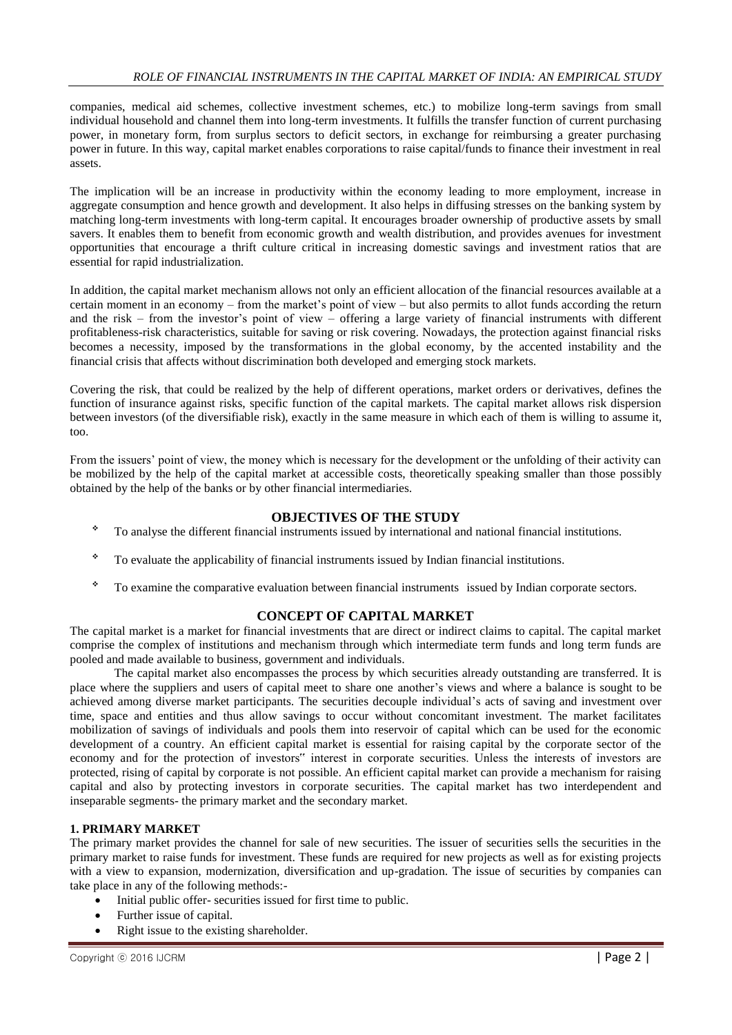companies, medical aid schemes, collective investment schemes, etc.) to mobilize long-term savings from small individual household and channel them into long-term investments. It fulfills the transfer function of current purchasing power, in monetary form, from surplus sectors to deficit sectors, in exchange for reimbursing a greater purchasing power in future. In this way, capital market enables corporations to raise capital/funds to finance their investment in real assets.

The implication will be an increase in productivity within the economy leading to more employment, increase in aggregate consumption and hence growth and development. It also helps in diffusing stresses on the banking system by matching long-term investments with long-term capital. It encourages broader ownership of productive assets by small savers. It enables them to benefit from economic growth and wealth distribution, and provides avenues for investment opportunities that encourage a thrift culture critical in increasing domestic savings and investment ratios that are essential for rapid industrialization.

In addition, the capital market mechanism allows not only an efficient allocation of the financial resources available at a certain moment in an economy – from the market's point of view – but also permits to allot funds according the return and the risk – from the investor's point of view – offering a large variety of financial instruments with different profitableness-risk characteristics, suitable for saving or risk covering. Nowadays, the protection against financial risks becomes a necessity, imposed by the transformations in the global economy, by the accented instability and the financial crisis that affects without discrimination both developed and emerging stock markets.

Covering the risk, that could be realized by the help of different operations, market orders or derivatives, defines the function of insurance against risks, specific function of the capital markets. The capital market allows risk dispersion between investors (of the diversifiable risk), exactly in the same measure in which each of them is willing to assume it, too.

From the issuers' point of view, the money which is necessary for the development or the unfolding of their activity can be mobilized by the help of the capital market at accessible costs, theoretically speaking smaller than those possibly obtained by the help of the banks or by other financial intermediaries.

## OBJECTIVES OF THE STUDY

- To analyse the different financial instruments issued by international and national financial institutions.
- To evaluate the applicability of financial instruments issued by Indian financial institutions.
- To examine the comparative evaluation between financial instruments issued by Indian corporate sectors.

## CONCEPT OF CAPITAL MARKET

The capital market is a market for financial investments that are direct or indirect claims to capital. The capital market comprise the complex of institutions and mechanism through which intermediate term funds and long term funds are pooled and made available to business, government and individuals.

The capital market also encompasses the process by which securities already outstanding are transferred. It is place where the suppliers and users of capital meet to share one another's views and where a balance is sought to be achieved among diverse market participants. The securities decouple individual's acts of saving and investment over time, space and entities and thus allow savings to occur without concomitant investment. The market facilitates mobilization of savings of individuals and pools them into reservoir of capital which can be used for the economic development of a country. An efficient capital market is essential for raising capital by the corporate sector of the economy and for the protection of investors" interest in corporate securities. Unless the interests of investors are protected, rising of capital by corporate is not possible. An efficient capital market can provide a mechanism for raising capital and also by protecting investors in corporate securities. The capital market has two interdependent and inseparable segments- the primary market and the secondary market.

### 1. PRIMARY MARKET

The primary market provides the channel for sale of new securities. The issuer of securities sells the securities in the primary market to raise funds for investment. These funds are required for new projects as well as for existing projects with a view to expansion, modernization, diversification and up-gradation. The issue of securities by companies can take place in any of the following methods:-

- Initial public offer- securities issued for first time to public.
- Further issue of capital.
- Right issue to the existing shareholder.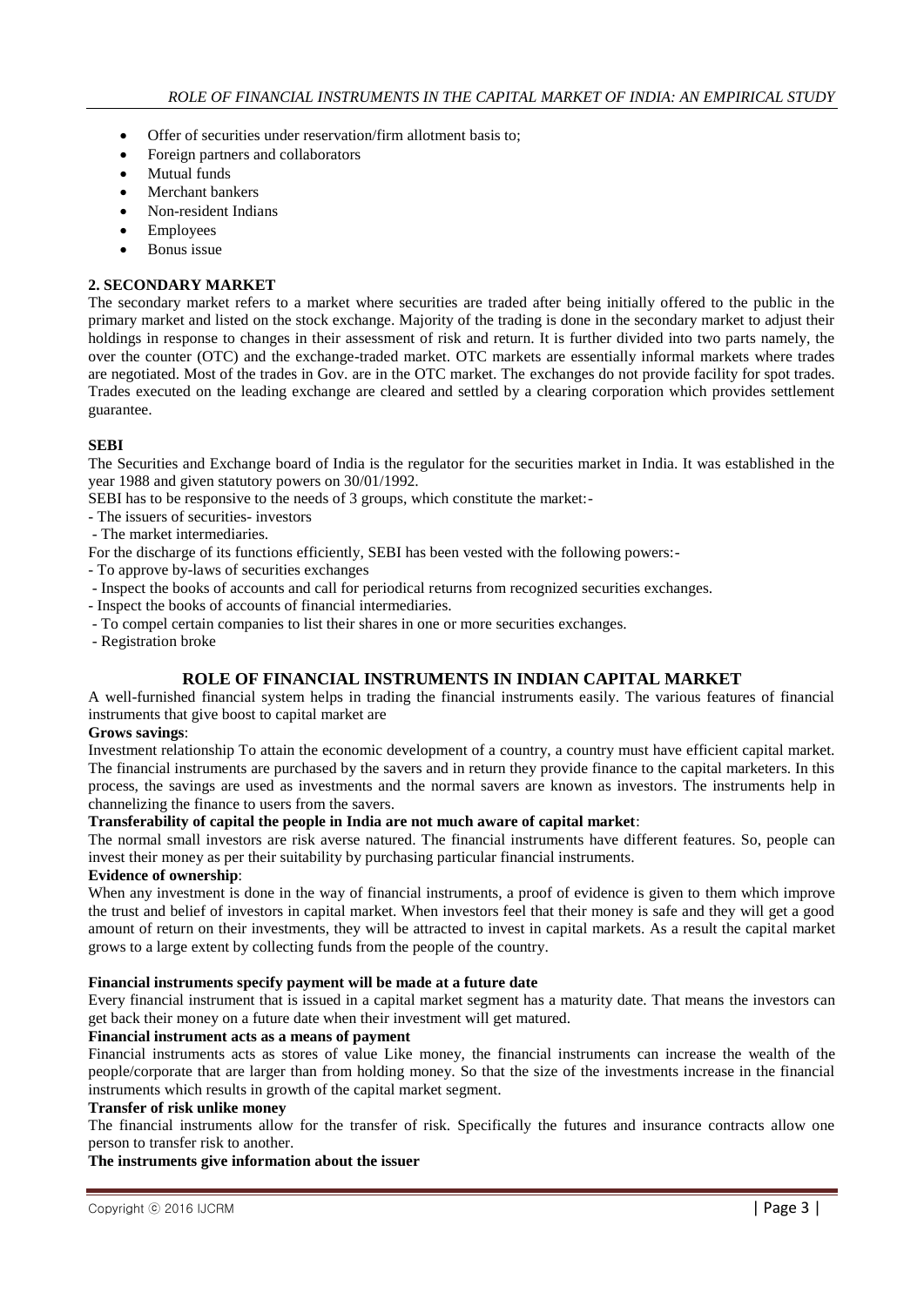- Offer of securities under reservation/firm allotment basis to;
- Foreign partners and collaborators
- Mutual funds
- Merchant bankers
- Non-resident Indians
- Employees
- Bonus issue

### 2. SECONDARY MARKET

The secondary market refers to a market where securities are traded after being initially offered to the public in the primary market and listed on the stock exchange. Majority of the trading is done in the secondary market to adjust their holdings in response to changes in their assessment of risk and return. It is further divided into two parts namely, the over the counter (OTC) and the exchange-traded market. OTC markets are essentially informal markets where trades are negotiated. Most of the trades in Gov. are in the OTC market. The exchanges do not provide facility for spot trades. Trades executed on the leading exchange are cleared and settled by a clearing corporation which provides settlement guarantee.

### SEBI

The Securities and Exchange board of India is the regulator for the securities market in India. It was established in the year 1988 and given statutory powers on 30/01/1992.

SEBI has to be responsive to the needs of 3 groups, which constitute the market:-

- The issuers of securities- investors
- The market intermediaries.

For the discharge of its functions efficiently, SEBI has been vested with the following powers:-

- To approve by-laws of securities exchanges
- Inspect the books of accounts and call for periodical returns from recognized securities exchanges.
- Inspect the books of accounts of financial intermediaries.
- To compel certain companies to list their shares in one or more securities exchanges.
- Registration broke

## ROLE OF FINANCIAL INSTRUMENTS IN INDIAN CAPITAL MARKET

A well-furnished financial system helps in trading the financial instruments easily. The various features of financial instruments that give boost to capital market are

**Grows savings**:

Investment relationship To attain the economic development of a country, a country must have efficient capital market. The financial instruments are purchased by the savers and in return they provide finance to the capital marketers. In this process, the savings are used as investments and the normal savers are known as investors. The instruments help in channelizing the finance to users from the savers.

**Transferability of capital the people in India are not much aware of capital market**:

The normal small investors are risk averse natured. The financial instruments have different features. So, people can invest their money as per their suitability by purchasing particular financial instruments.

**Evidence of ownership**:

When any investment is done in the way of financial instruments, a proof of evidence is given to them which improve the trust and belief of investors in capital market. When investors feel that their money is safe and they will get a good amount of return on their investments, they will be attracted to invest in capital markets. As a result the capital market grows to a large extent by collecting funds from the people of the country.

**Financial instruments specify payment will be made at a future date**

Every financial instrument that is issued in a capital market segment has a maturity date. That means the investors can get back their money on a future date when their investment will get matured.

**Financial instrument acts as a means of payment**

Financial instruments acts as stores of value Like money, the financial instruments can increase the wealth of the people/corporate that are larger than from holding money. So that the size of the investments increase in the financial instruments which results in growth of the capital market segment.

**Transfer of risk unlike money**

The financial instruments allow for the transfer of risk. Specifically the futures and insurance contracts allow one person to transfer risk to another.

**The instruments give information about the issuer**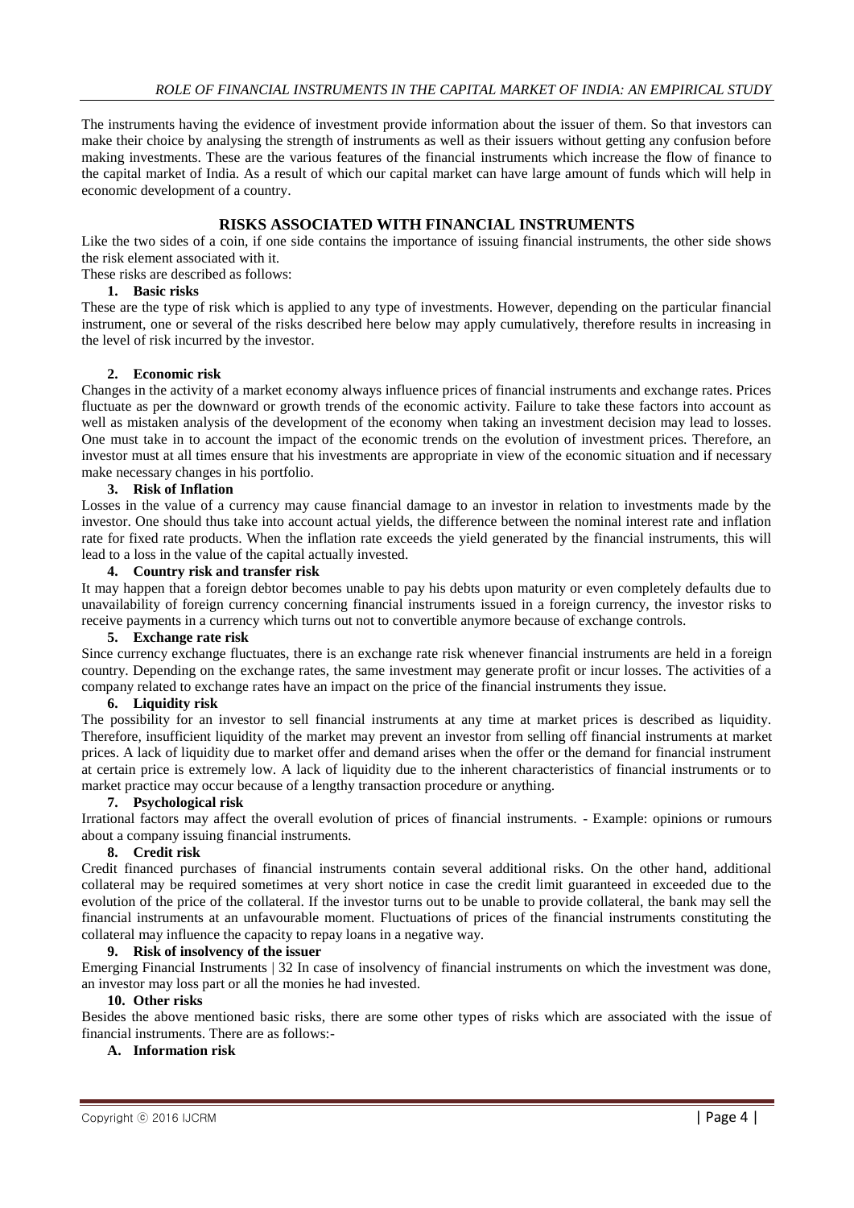The instruments having the evidence of investment provide information about the issuer of them. So that investors can make their choice by analysing the strength of instruments as well as their issuers without getting any confusion before making investments. These are the various features of the financial instruments which increase the flow of finance to the capital market of India. As a result of which our capital market can have large amount of funds which will help in economic development of a country.

## RISKS ASSOCIATED WITH FINANCIAL INSTRUMENTS

Like the two sides of a coin, if one side contains the importance of issuing financial instruments, the other side shows the risk element associated with it.

These risks are described as follows:

**1. Basic risks**

These are the type of risk which is applied to any type of investments. However, depending on the particular financial instrument, one or several of the risks described here below may apply cumulatively, therefore results in increasing in the level of risk incurred by the investor.

**2. Economic risk**

Changes in the activity of a market economy always influence prices of financial instruments and exchange rates. Prices fluctuate as per the downward or growth trends of the economic activity. Failure to take these factors into account as well as mistaken analysis of the development of the economy when taking an investment decision may lead to losses. One must take in to account the impact of the economic trends on the evolution of investment prices. Therefore, an investor must at all times ensure that his investments are appropriate in view of the economic situation and if necessary make necessary changes in his portfolio.

**3. Risk of Inflation**

Losses in the value of a currency may cause financial damage to an investor in relation to investments made by the investor. One should thus take into account actual yields, the difference between the nominal interest rate and inflation rate for fixed rate products. When the inflation rate exceeds the yield generated by the financial instruments, this will lead to a loss in the value of the capital actually invested.

**4. Country risk and transfer risk**

It may happen that a foreign debtor becomes unable to pay his debts upon maturity or even completely defaults due to unavailability of foreign currency concerning financial instruments issued in a foreign currency, the investor risks to receive payments in a currency which turns out not to convertible anymore because of exchange controls.

**5. Exchange rate risk**

Since currency exchange fluctuates, there is an exchange rate risk whenever financial instruments are held in a foreign country. Depending on the exchange rates, the same investment may generate profit or incur losses. The activities of a company related to exchange rates have an impact on the price of the financial instruments they issue.

**6. Liquidity risk**

The possibility for an investor to sell financial instruments at any time at market prices is described as liquidity. Therefore, insufficient liquidity of the market may prevent an investor from selling off financial instruments at market prices. A lack of liquidity due to market offer and demand arises when the offer or the demand for financial instrument at certain price is extremely low. A lack of liquidity due to the inherent characteristics of financial instruments or to market practice may occur because of a lengthy transaction procedure or anything.

**7. Psychological risk**

Irrational factors may affect the overall evolution of prices of financial instruments. - Example: opinions or rumours about a company issuing financial instruments.

**8. Credit risk**

Credit financed purchases of financial instruments contain several additional risks. On the other hand, additional collateral may be required sometimes at very short notice in case the credit limit guaranteed in exceeded due to the evolution of the price of the collateral. If the investor turns out to be unable to provide collateral, the bank may sell the financial instruments at an unfavourable moment. Fluctuations of prices of the financial instruments constituting the collateral may influence the capacity to repay loans in a negative way.

**9. Risk of insolvency of the issuer**

Emerging Financial Instruments | 32 In case of insolvency of financial instruments on which the investment was done, an investor may loss part or all the monies he had invested.

**10. Other risks**

Besides the above mentioned basic risks, there are some other types of risks which are associated with the issue of financial instruments. There are as follows:-

**A. Information risk**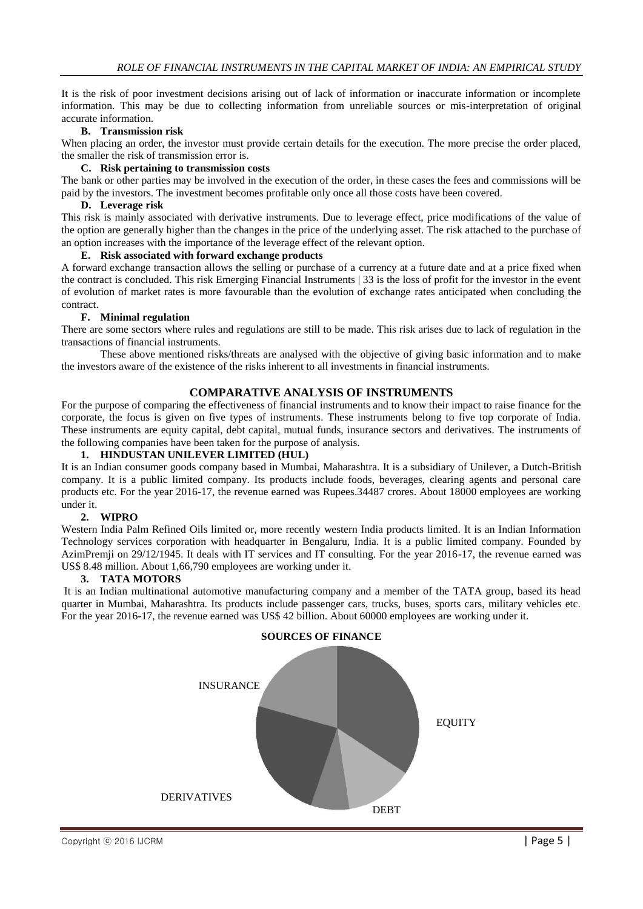It is the risk of poor investment decisions arising out of lack of information or inaccurate information or incomplete information. This may be due to collecting information from unreliable sources or mis-interpretation of original accurate information.

**B. Transmission risk**

When placing an order, the investor must provide certain details for the execution. The more precise the order placed, the smaller the risk of transmission error is.

**C. Risk pertaining to transmission costs**

The bank or other parties may be involved in the execution of the order, in these cases the fees and commissions will be paid by the investors. The investment becomes profitable only once all those costs have been covered.

**D. Leverage risk**

This risk is mainly associated with derivative instruments. Due to leverage effect, price modifications of the value of the option are generally higher than the changes in the price of the underlying asset. The risk attached to the purchase of an option increases with the importance of the leverage effect of the relevant option.

**E. Risk associated with forward exchange products**

A forward exchange transaction allows the selling or purchase of a currency at a future date and at a price fixed when the contract is concluded. This risk Emerging Financial Instruments | 33 is the loss of profit for the investor in the event of evolution of market rates is more favourable than the evolution of exchange rates anticipated when concluding the contract.

**F. Minimal regulation**

There are some sectors where rules and regulations are still to be made. This risk arises due to lack of regulation in the transactions of financial instruments.

These above mentioned risks/threats are analysed with the objective of giving basic information and to make the investors aware of the existence of the risks inherent to all investments in financial instruments.

## COMPARATIVE ANALYSIS OF INSTRUMENTS

For the purpose of comparing the effectiveness of financial instruments and to know their impact to raise finance for the corporate, the focus is given on five types of instruments. These instruments belong to five top corporate of India. These instruments are equity capital, debt capital, mutual funds, insurance sectors and derivatives. The instruments of the following companies have been taken for the purpose of analysis.

**1. HINDUSTAN UNILEVER LIMITED (HUL)**

It is an Indian consumer goods company based in Mumbai, Maharashtra. It is a subsidiary of Unilever, a Dutch-British company. It is a public limited company. Its products include foods, beverages, clearing agents and personal care products etc. For the year 2016-17, the revenue earned was Rupees.34487 crores. About 18000 employees are working under it.

**2. WIPRO**

Western India Palm Refined Oils limited or, more recently western India products limited. It is an Indian Information Technology services corporation with headquarter in Bengaluru, India. It is a public limited company. Founded by AzimPremji on 29/12/1945. It deals with IT services and IT consulting. For the year 2016-17, the revenue earned was US$ 8.48 million. About 1,66,790 employees are working under it.

**3. TATA MOTORS**

It is an Indian multinational automotive manufacturing company and a member of the TATA group, based its head quarter in Mumbai, Maharashtra. Its products include passenger cars, trucks, buses, sports cars, military vehicles etc. For the year 2016-17, the revenue earned was US$ 42 billion. About 60000 employees are working under it.

**SOURCES OF FINANCE**

INSURANCE

EQUITY

DERIVATIVES

DEBT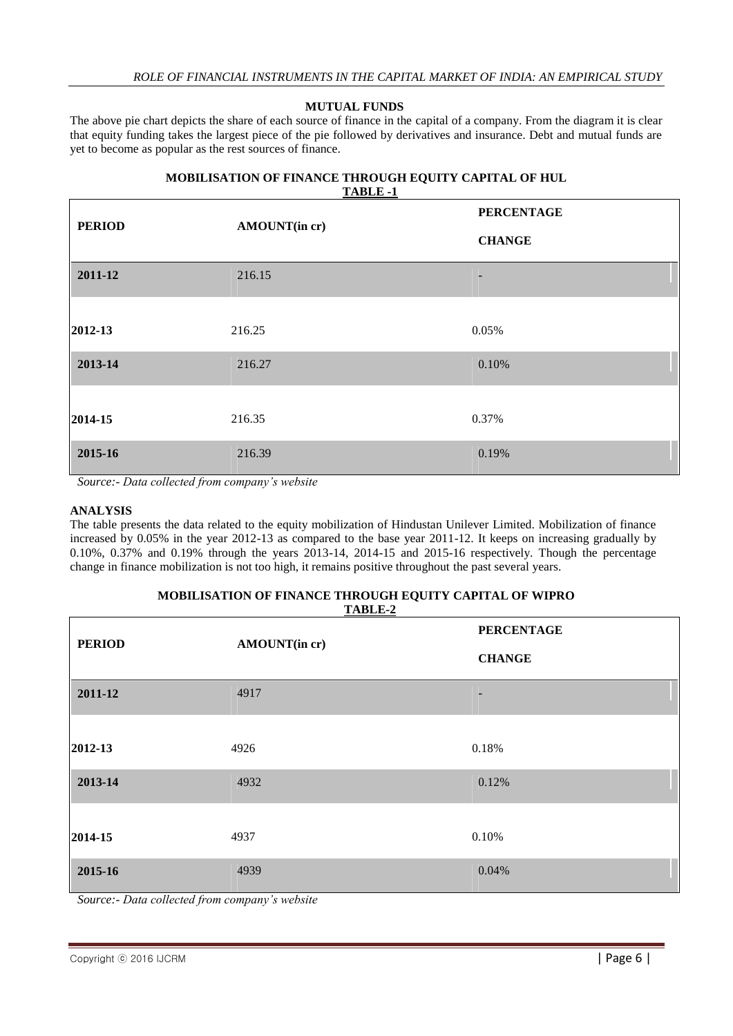**MUTUAL FUNDS**

The above pie chart depicts the share of each source of finance in the capital of a company. From the diagram it is clear that equity funding takes the largest piece of the pie followed by derivatives and insurance. Debt and mutual funds are yet to become as popular as the rest sources of finance.

**MOBILISATION OF FINANCE THROUGH EQUITY CAPITAL OF HUL**

**TABLE -1**

| PERIOD | AMOUNT(in cr) | PERCENTAGE CHANGE |
|---|---|---|
| 2011-12 | 216.15 | - |
| 2012-13 | 216.25 | 0.05% |
| 2013-14 | 216.27 | 0.10% |
| 2014-15 | 216.35 | 0.37% |
| 2015-16 | 216.39 | 0.19% |

*Source:- Data collected from company's website*

**ANALYSIS**

The table presents the data related to the equity mobilization of Hindustan Unilever Limited. Mobilization of finance increased by 0.05% in the year 2012-13 as compared to the base year 2011-12. It keeps on increasing gradually by 0.10%, 0.37% and 0.19% through the years 2013-14, 2014-15 and 2015-16 respectively. Though the percentage change in finance mobilization is not too high, it remains positive throughout the past several years.

**MOBILISATION OF FINANCE THROUGH EQUITY CAPITAL OF WIPRO**

**TABLE-2**

| PERIOD | AMOUNT(in cr) | PERCENTAGE CHANGE |
|---|---|---|
| 2011-12 | 4917 | - |
| 2012-13 | 4926 | 0.18% |
| 2013-14 | 4932 | 0.12% |
| 2014-15 | 4937 | 0.10% |
| 2015-16 | 4939 | 0.04% |

*Source:- Data collected from company's website*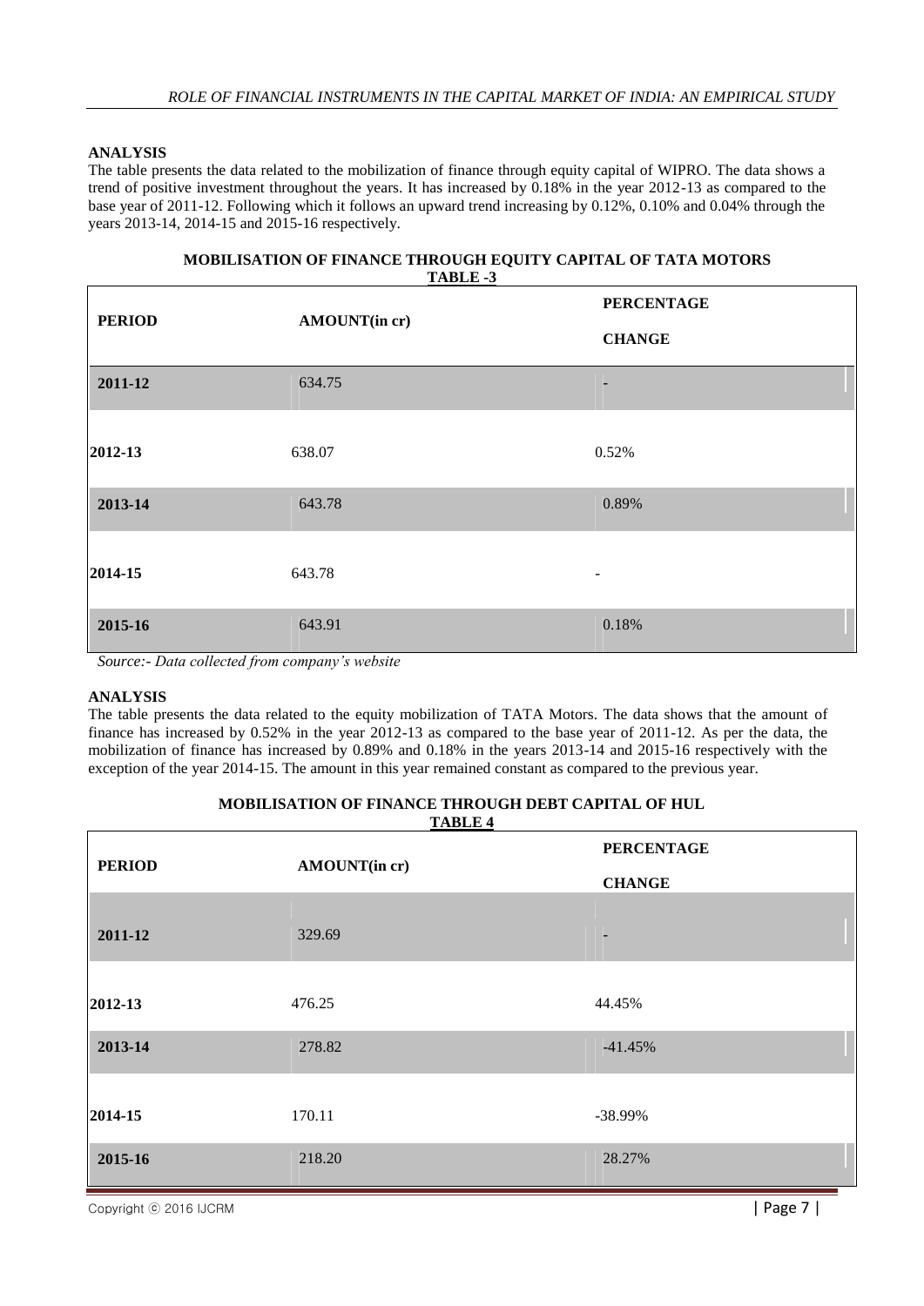### ANALYSIS

The table presents the data related to the mobilization of finance through equity capital of WIPRO. The data shows a trend of positive investment throughout the years. It has increased by 0.18% in the year 2012-13 as compared to the base year of 2011-12. Following which it follows an upward trend increasing by 0.12%, 0.10% and 0.04% through the years 2013-14, 2014-15 and 2015-16 respectively.

**MOBILISATION OF FINANCE THROUGH EQUITY CAPITAL OF TATA MOTORS**

**TABLE -3**

| PERIOD | AMOUNT(in cr) | PERCENTAGE CHANGE |
|---|---|---|
| 2011-12 | 634.75 | - |
| 2012-13 | 638.07 | 0.52% |
| 2013-14 | 643.78 | 0.89% |
| 2014-15 | 643.78 | - |
| 2015-16 | 643.91 | 0.18% |

*Source:- Data collected from company's website*

### ANALYSIS

The table presents the data related to the equity mobilization of TATA Motors. The data shows that the amount of finance has increased by 0.52% in the year 2012-13 as compared to the base year of 2011-12. As per the data, the mobilization of finance has increased by 0.89% and 0.18% in the years 2013-14 and 2015-16 respectively with the exception of the year 2014-15. The amount in this year remained constant as compared to the previous year.

**MOBILISATION OF FINANCE THROUGH DEBT CAPITAL OF HUL**

**TABLE 4**

| PERIOD | AMOUNT(in cr) | PERCENTAGE CHANGE |
|---|---|---|
| 2011-12 | 329.69 | - |
| 2012-13 | 476.25 | 44.45% |
| 2013-14 | 278.82 | -41.45% |
| 2014-15 | 170.11 | -38.99% |
| 2015-16 | 218.20 | 28.27% |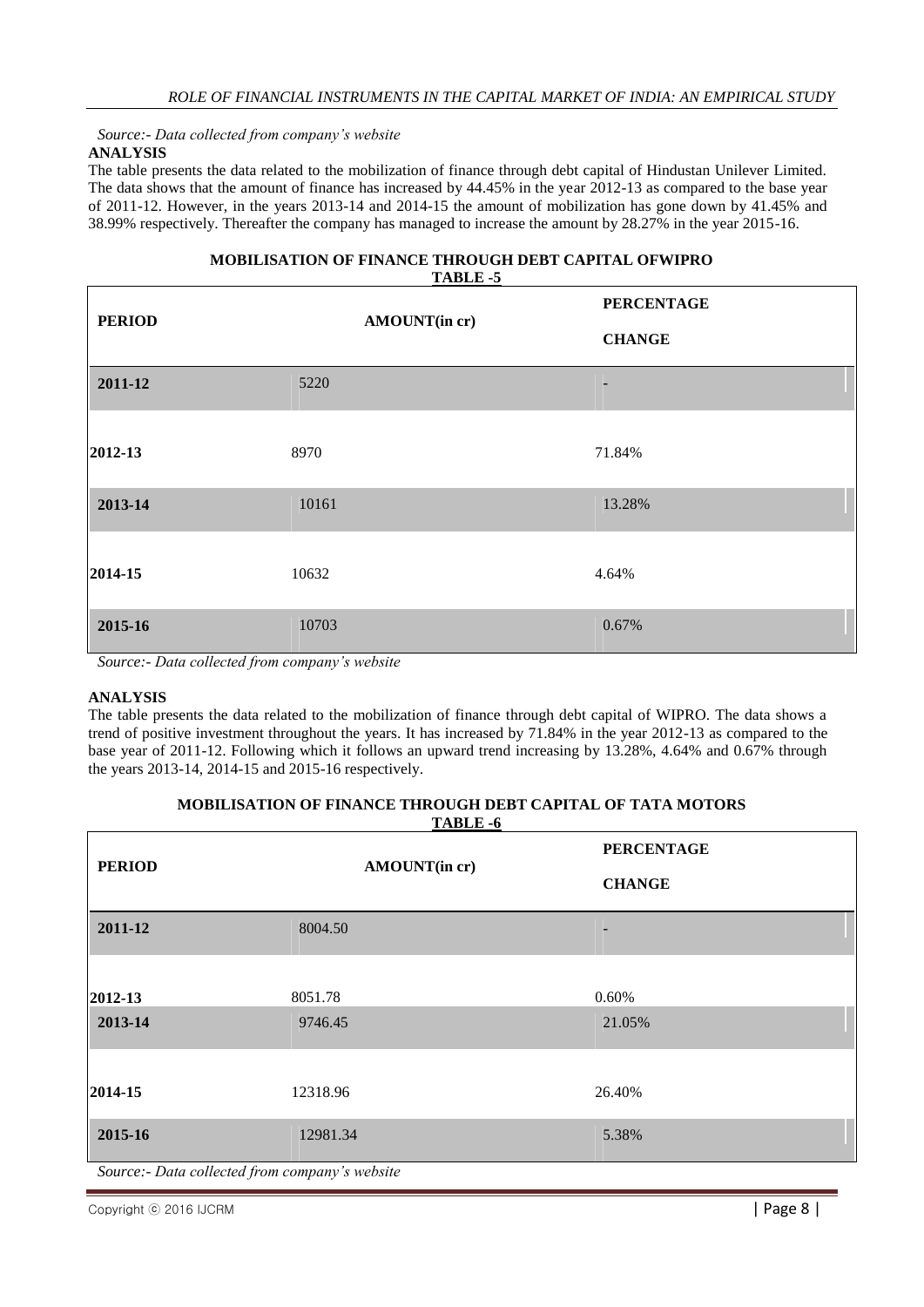*Source:- Data collected from company's website*

**ANALYSIS**

The table presents the data related to the mobilization of finance through debt capital of Hindustan Unilever Limited. The data shows that the amount of finance has increased by 44.45% in the year 2012-13 as compared to the base year of 2011-12. However, in the years 2013-14 and 2014-15 the amount of mobilization has gone down by 41.45% and 38.99% respectively. Thereafter the company has managed to increase the amount by 28.27% in the year 2015-16.

**MOBILISATION OF FINANCE THROUGH DEBT CAPITAL OFWIPRO**

**TABLE -5**

| PERIOD | AMOUNT(in cr) | PERCENTAGE CHANGE |
|---|---|---|
| 2011-12 | 5220 | - |
| 2012-13 | 8970 | 71.84% |
| 2013-14 | 10161 | 13.28% |
| 2014-15 | 10632 | 4.64% |
| 2015-16 | 10703 | 0.67% |

*Source:- Data collected from company's website*

**ANALYSIS**

The table presents the data related to the mobilization of finance through debt capital of WIPRO. The data shows a trend of positive investment throughout the years. It has increased by 71.84% in the year 2012-13 as compared to the base year of 2011-12. Following which it follows an upward trend increasing by 13.28%, 4.64% and 0.67% through the years 2013-14, 2014-15 and 2015-16 respectively.

**MOBILISATION OF FINANCE THROUGH DEBT CAPITAL OF TATA MOTORS**

**TABLE -6**

| PERIOD | AMOUNT(in cr) | PERCENTAGE CHANGE |
|---|---|---|
| 2011-12 | 8004.50 | - |
| 2012-13 | 8051.78 | 0.60% |
| 2013-14 | 9746.45 | 21.05% |
| 2014-15 | 12318.96 | 26.40% |
| 2015-16 | 12981.34 | 5.38% |

*Source:- Data collected from company's website*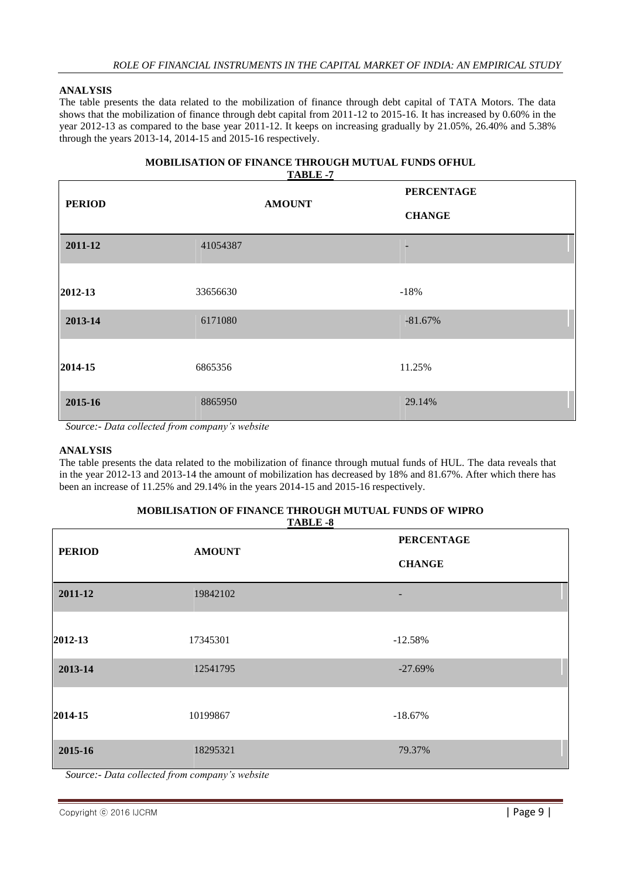### ANALYSIS

The table presents the data related to the mobilization of finance through debt capital of TATA Motors. The data shows that the mobilization of finance through debt capital from 2011-12 to 2015-16. It has increased by 0.60% in the year 2012-13 as compared to the base year 2011-12. It keeps on increasing gradually by 21.05%, 26.40% and 5.38% through the years 2013-14, 2014-15 and 2015-16 respectively.

### MOBILISATION OF FINANCE THROUGH MUTUAL FUNDS OFHUL

**TABLE -7**

| PERIOD | AMOUNT | PERCENTAGE CHANGE |
|---|---|---|
| 2011-12 | 41054387 | - |
| 2012-13 | 33656630 | -18% |
| 2013-14 | 6171080 | -81.67% |
| 2014-15 | 6865356 | 11.25% |
| 2015-16 | 8865950 | 29.14% |

*Source:- Data collected from company's website*

### ANALYSIS

The table presents the data related to the mobilization of finance through mutual funds of HUL. The data reveals that in the year 2012-13 and 2013-14 the amount of mobilization has decreased by 18% and 81.67%. After which there has been an increase of 11.25% and 29.14% in the years 2014-15 and 2015-16 respectively.

### MOBILISATION OF FINANCE THROUGH MUTUAL FUNDS OF WIPRO

**TABLE -8**

| PERIOD | AMOUNT | PERCENTAGE CHANGE |
|---|---|---|
| 2011-12 | 19842102 | - |
| 2012-13 | 17345301 | -12.58% |
| 2013-14 | 12541795 | -27.69% |
| 2014-15 | 10199867 | -18.67% |
| 2015-16 | 18295321 | 79.37% |

*Source:- Data collected from company's website*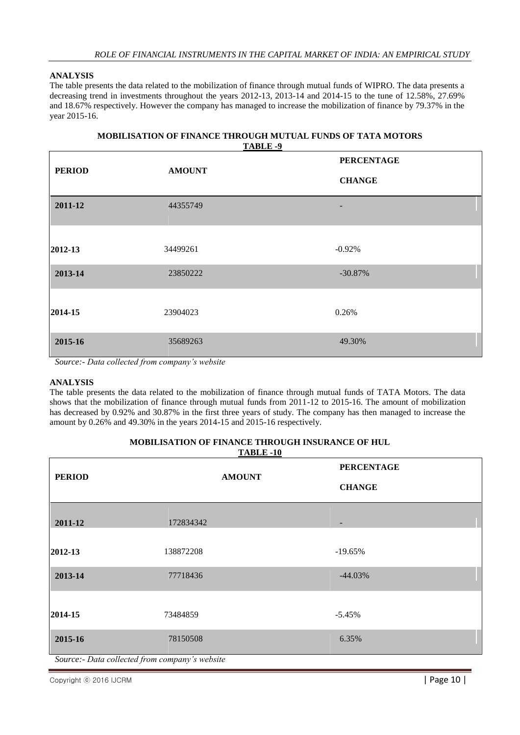**ANALYSIS**

The table presents the data related to the mobilization of finance through mutual funds of WIPRO. The data presents a decreasing trend in investments throughout the years 2012-13, 2013-14 and 2014-15 to the tune of 12.58%, 27.69% and 18.67% respectively. However the company has managed to increase the mobilization of finance by 79.37% in the year 2015-16.

**MOBILISATION OF FINANCE THROUGH MUTUAL FUNDS OF TATA MOTORS**

**TABLE -9**

| PERIOD | AMOUNT | PERCENTAGE CHANGE |
|---|---|---|
| 2011-12 | 44355749 | - |
| 2012-13 | 34499261 | -0.92% |
| 2013-14 | 23850222 | -30.87% |
| 2014-15 | 23904023 | 0.26% |
| 2015-16 | 35689263 | 49.30% |

*Source:- Data collected from company's website*

**ANALYSIS**

The table presents the data related to the mobilization of finance through mutual funds of TATA Motors. The data shows that the mobilization of finance through mutual funds from 2011-12 to 2015-16. The amount of mobilization has decreased by 0.92% and 30.87% in the first three years of study. The company has then managed to increase the amount by 0.26% and 49.30% in the years 2014-15 and 2015-16 respectively.

**MOBILISATION OF FINANCE THROUGH INSURANCE OF HUL**

**TABLE -10**

| PERIOD | AMOUNT | PERCENTAGE CHANGE |
|---|---|---|
| 2011-12 | 172834342 | - |
| 2012-13 | 138872208 | -19.65% |
| 2013-14 | 77718436 | -44.03% |
| 2014-15 | 73484859 | -5.45% |
| 2015-16 | 78150508 | 6.35% |

*Source:- Data collected from company's website*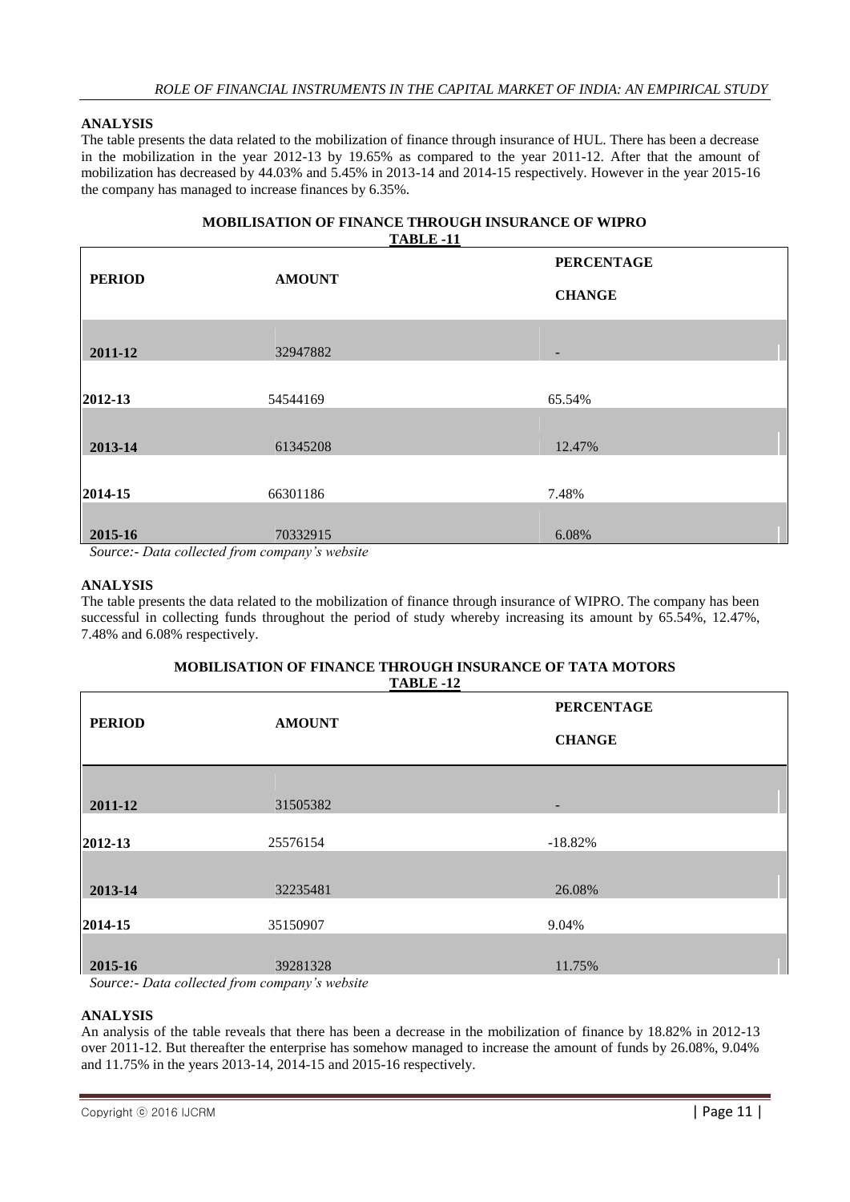### ANALYSIS

The table presents the data related to the mobilization of finance through insurance of HUL. There has been a decrease in the mobilization in the year 2012-13 by 19.65% as compared to the year 2011-12. After that the amount of mobilization has decreased by 44.03% and 5.45% in 2013-14 and 2014-15 respectively. However in the year 2015-16 the company has managed to increase finances by 6.35%.

**MOBILISATION OF FINANCE THROUGH INSURANCE OF WIPRO**

**TABLE -11**

| PERIOD | AMOUNT | PERCENTAGE CHANGE |
|---|---|---|
| 2011-12 | 32947882 | - |
| 2012-13 | 54544169 | 65.54% |
| 2013-14 | 61345208 | 12.47% |
| 2014-15 | 66301186 | 7.48% |
| 2015-16 | 70332915 | 6.08% |

*Source:- Data collected from company's website*

### ANALYSIS

The table presents the data related to the mobilization of finance through insurance of WIPRO. The company has been successful in collecting funds throughout the period of study whereby increasing its amount by 65.54%, 12.47%, 7.48% and 6.08% respectively.

**MOBILISATION OF FINANCE THROUGH INSURANCE OF TATA MOTORS**

**TABLE -12**

| PERIOD | AMOUNT | PERCENTAGE CHANGE |
|---|---|---|
| 2011-12 | 31505382 | - |
| 2012-13 | 25576154 | -18.82% |
| 2013-14 | 32235481 | 26.08% |
| 2014-15 | 35150907 | 9.04% |
| 2015-16 | 39281328 | 11.75% |

*Source:- Data collected from company's website*

### ANALYSIS

An analysis of the table reveals that there has been a decrease in the mobilization of finance by 18.82% in 2012-13 over 2011-12. But thereafter the enterprise has somehow managed to increase the amount of funds by 26.08%, 9.04% and 11.75% in the years 2013-14, 2014-15 and 2015-16 respectively.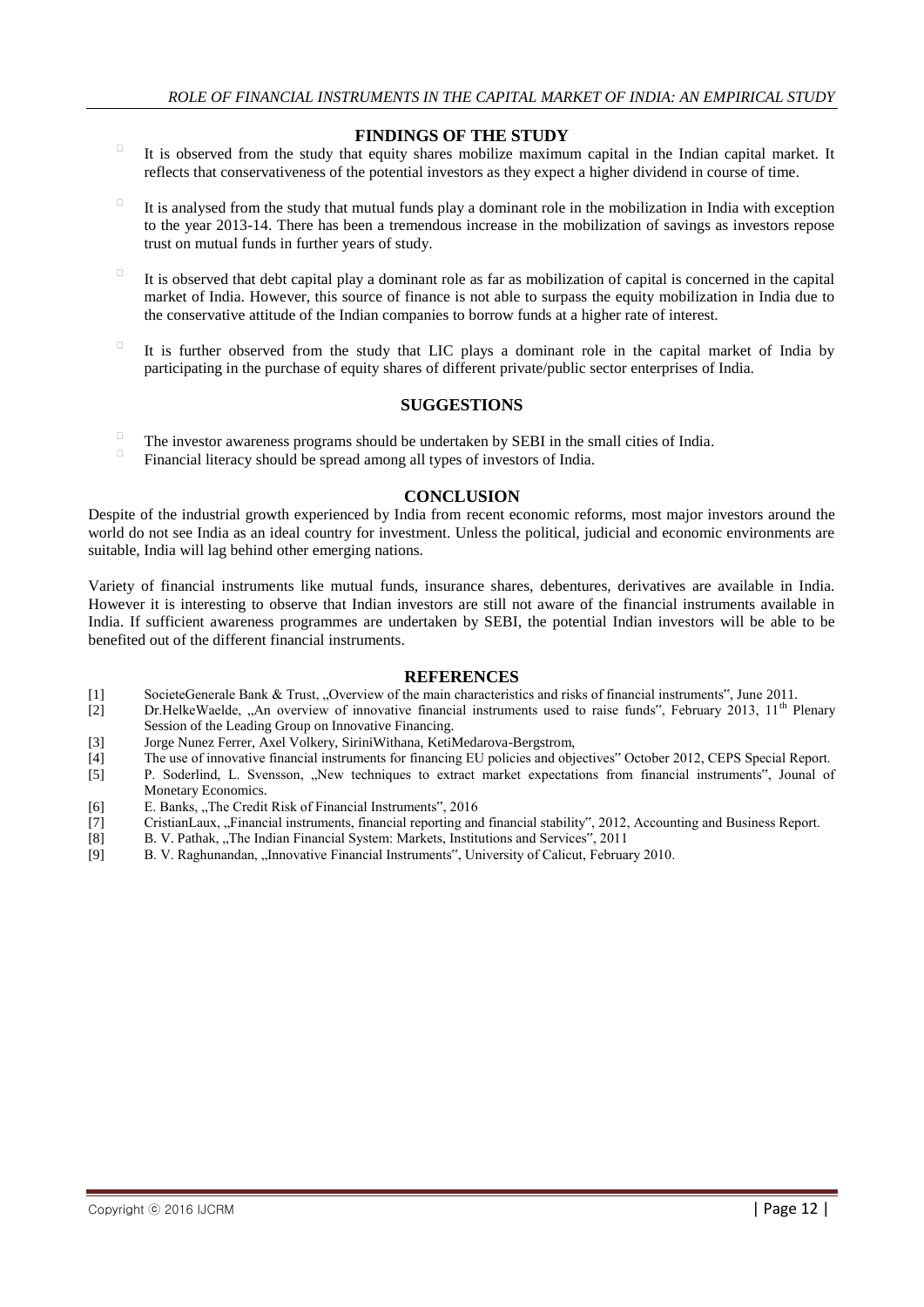## FINDINGS OF THE STUDY

- It is observed from the study that equity shares mobilize maximum capital in the Indian capital market. It reflects that conservativeness of the potential investors as they expect a higher dividend in course of time.
- It is analysed from the study that mutual funds play a dominant role in the mobilization in India with exception to the year 2013-14. There has been a tremendous increase in the mobilization of savings as investors repose trust on mutual funds in further years of study.
- It is observed that debt capital play a dominant role as far as mobilization of capital is concerned in the capital market of India. However, this source of finance is not able to surpass the equity mobilization in India due to the conservative attitude of the Indian companies to borrow funds at a higher rate of interest.
- It is further observed from the study that LIC plays a dominant role in the capital market of India by participating in the purchase of equity shares of different private/public sector enterprises of India.

## SUGGESTIONS

- The investor awareness programs should be undertaken by SEBI in the small cities of India.
- Financial literacy should be spread among all types of investors of India.

## CONCLUSION

Despite of the industrial growth experienced by India from recent economic reforms, most major investors around the world do not see India as an ideal country for investment. Unless the political, judicial and economic environments are suitable, India will lag behind other emerging nations.

Variety of financial instruments like mutual funds, insurance shares, debentures, derivatives are available in India. However it is interesting to observe that Indian investors are still not aware of the financial instruments available in India. If sufficient awareness programmes are undertaken by SEBI, the potential Indian investors will be able to be benefited out of the different financial instruments.

## REFERENCES

[1] SocieteGenerale Bank & Trust, „Overview of the main characteristics and risks of financial instruments", June 2011.

[2] Dr.HelkeWaelde, „An overview of innovative financial instruments used to raise funds", February 2013, 11th Plenary Session of the Leading Group on Innovative Financing.

[3] Jorge Nunez Ferrer, Axel Volkery, SiriniWithana, KetiMedarova-Bergstrom,

[4] The use of innovative financial instruments for financing EU policies and objectives" October 2012, CEPS Special Report.

[5] P. Soderlind, L. Svensson, „New techniques to extract market expectations from financial instruments", Jounal of Monetary Economics.

[6] E. Banks, „The Credit Risk of Financial Instruments", 2016

[7] CristianLaux, „Financial instruments, financial reporting and financial stability", 2012, Accounting and Business Report.

[8] B. V. Pathak, „The Indian Financial System: Markets, Institutions and Services", 2011

[9] B. V. Raghunandan, „Innovative Financial Instruments", University of Calicut, February 2010.